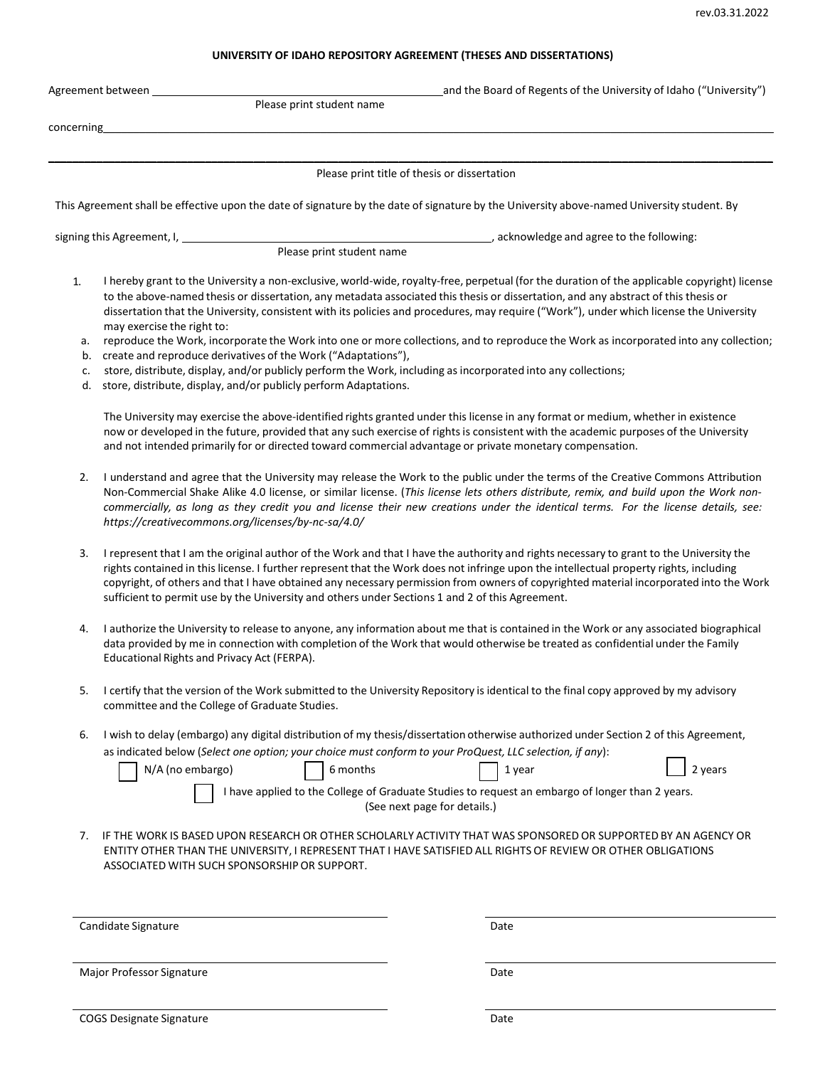rev.03.31.2022

**UNIVERSITY OF IDAHO REPOSITORY AGREEMENT (THESES AND DISSERTATIONS)**

Agreement between ______________________________________ and the Board of Regents of the University of Idaho ("University")
Please print student name

concerning ____________________________________________________________________________

________________________________________________________________________________________
Please print title of thesis or dissertation

This Agreement shall be effective upon the date of signature by the date of signature by the University above-named University student. By

signing this Agreement, I, ______________________________________, acknowledge and agree to the following:
Please print student name

1. I hereby grant to the University a non-exclusive, world-wide, royalty-free, perpetual (for the duration of the applicable copyright) license to the above-named thesis or dissertation, any metadata associated this thesis or dissertation, and any abstract of this thesis or dissertation that the University, consistent with its policies and procedures, may require ("Work"), under which license the University may exercise the right to:
   a. reproduce the Work, incorporate the Work into one or more collections, and to reproduce the Work as incorporated into any collection;
   b. create and reproduce derivatives of the Work ("Adaptations"),
   c. store, distribute, display, and/or publicly perform the Work, including as incorporated into any collections;
   d. store, distribute, display, and/or publicly perform Adaptations.

   The University may exercise the above-identified rights granted under this license in any format or medium, whether in existence now or developed in the future, provided that any such exercise of rights is consistent with the academic purposes of the University and not intended primarily for or directed toward commercial advantage or private monetary compensation.

2. I understand and agree that the University may release the Work to the public under the terms of the Creative Commons Attribution Non-Commercial Shake Alike 4.0 license, or similar license. (*This license lets others distribute, remix, and build upon the Work non-commercially, as long as they credit you and license their new creations under the identical terms. For the license details, see: https://creativecommons.org/licenses/by-nc-sa/4.0/*

3. I represent that I am the original author of the Work and that I have the authority and rights necessary to grant to the University the rights contained in this license. I further represent that the Work does not infringe upon the intellectual property rights, including copyright, of others and that I have obtained any necessary permission from owners of copyrighted material incorporated into the Work sufficient to permit use by the University and others under Sections 1 and 2 of this Agreement.

4. I authorize the University to release to anyone, any information about me that is contained in the Work or any associated biographical data provided by me in connection with completion of the Work that would otherwise be treated as confidential under the Family Educational Rights and Privacy Act (FERPA).

5. I certify that the version of the Work submitted to the University Repository is identical to the final copy approved by my advisory committee and the College of Graduate Studies.

6. I wish to delay (embargo) any digital distribution of my thesis/dissertation otherwise authorized under Section 2 of this Agreement, as indicated below (*Select one option; your choice must conform to your ProQuest, LLC selection, if any*):

   ☐ N/A (no embargo) ☐ 6 months ☐ 1 year ☐ 2 years

   ☐ I have applied to the College of Graduate Studies to request an embargo of longer than 2 years. (See next page for details.)

7. IF THE WORK IS BASED UPON RESEARCH OR OTHER SCHOLARLY ACTIVITY THAT WAS SPONSORED OR SUPPORTED BY AN AGENCY OR ENTITY OTHER THAN THE UNIVERSITY, I REPRESENT THAT I HAVE SATISFIED ALL RIGHTS OF REVIEW OR OTHER OBLIGATIONS ASSOCIATED WITH SUCH SPONSORSHIP OR SUPPORT.

______________________________ ______________________________
Candidate Signature Date

______________________________ ______________________________
Major Professor Signature Date

______________________________ ______________________________
COGS Designate Signature Date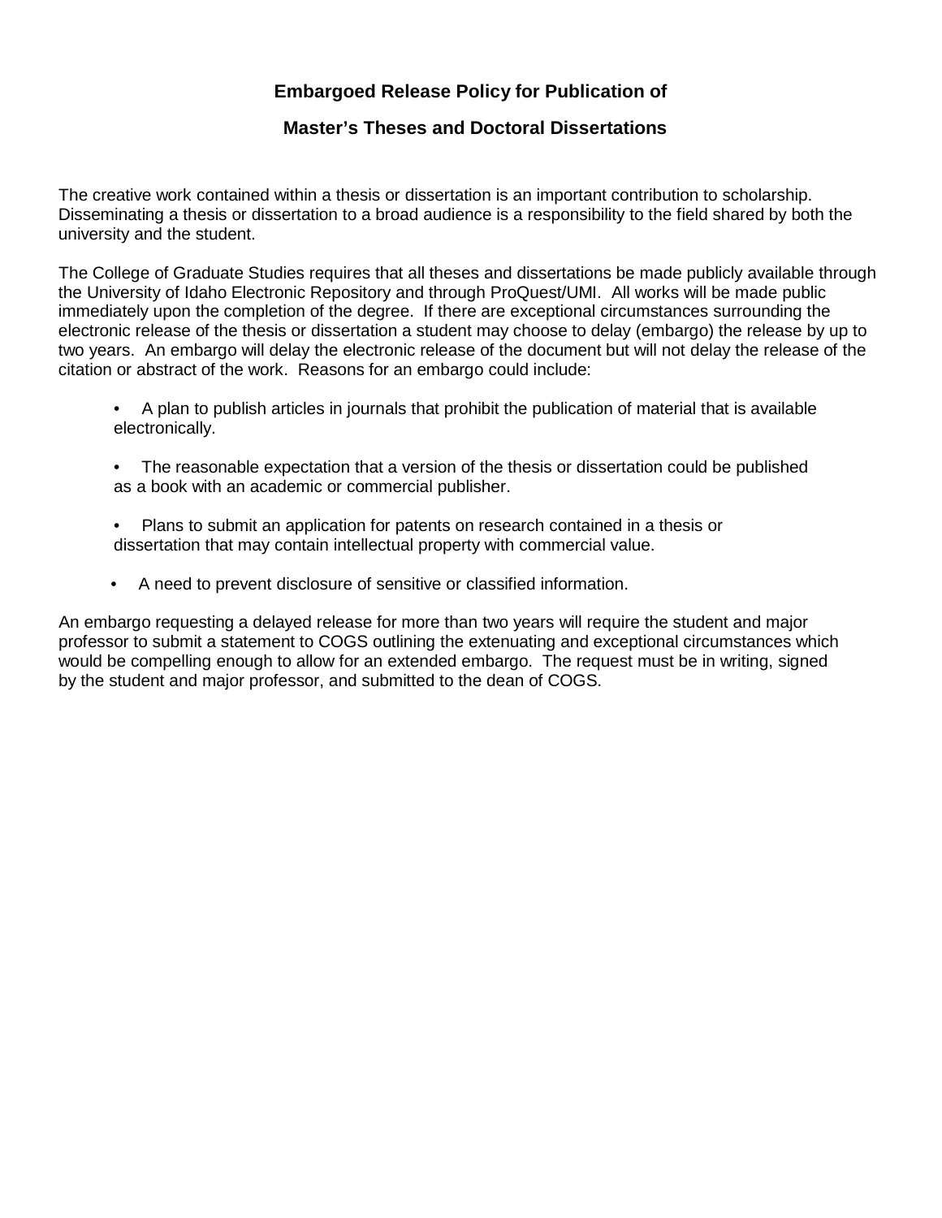# Embargoed Release Policy for Publication of Master's Theses and Doctoral Dissertations

The creative work contained within a thesis or dissertation is an important contribution to scholarship. Disseminating a thesis or dissertation to a broad audience is a responsibility to the field shared by both the university and the student.

The College of Graduate Studies requires that all theses and dissertations be made publicly available through the University of Idaho Electronic Repository and through ProQuest/UMI. All works will be made public immediately upon the completion of the degree. If there are exceptional circumstances surrounding the electronic release of the thesis or dissertation a student may choose to delay (embargo) the release by up to two years. An embargo will delay the electronic release of the document but will not delay the release of the citation or abstract of the work. Reasons for an embargo could include:

- A plan to publish articles in journals that prohibit the publication of material that is available electronically.
- The reasonable expectation that a version of the thesis or dissertation could be published as a book with an academic or commercial publisher.
- Plans to submit an application for patents on research contained in a thesis or dissertation that may contain intellectual property with commercial value.
- A need to prevent disclosure of sensitive or classified information.

An embargo requesting a delayed release for more than two years will require the student and major professor to submit a statement to COGS outlining the extenuating and exceptional circumstances which would be compelling enough to allow for an extended embargo. The request must be in writing, signed by the student and major professor, and submitted to the dean of COGS.